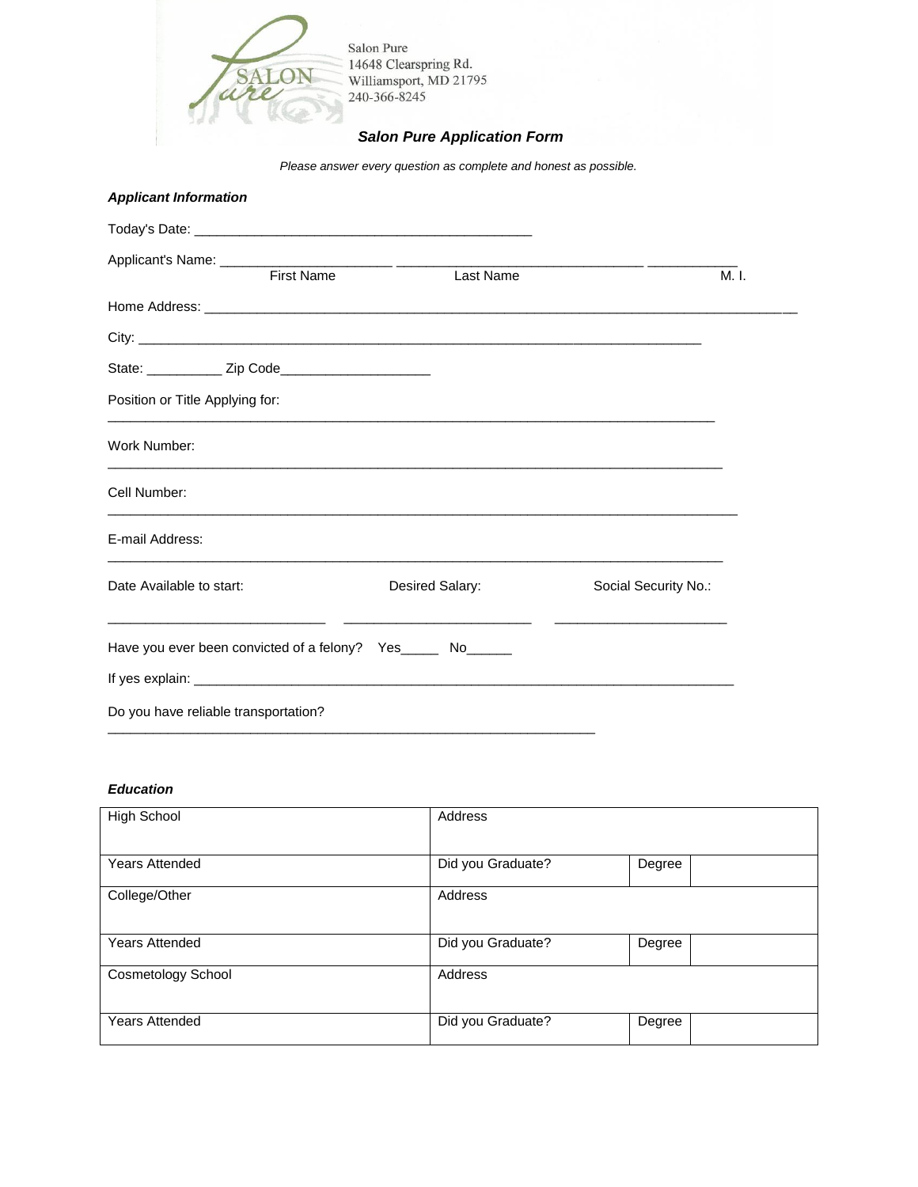Salon Pure
14648 Clearspring Rd.
Williamsport, MD 21795
240-366-8245

# Salon Pure Application Form

*Please answer every question as complete and honest as possible.*

### Applicant Information

Today's Date: ____________________________________________

Applicant's Name: ______________________ ________________________________ ____________
First Name Last Name M. I.

Home Address: ________________________________________________________________________________

City: ________________________________________________________________________

State: __________ Zip Code____________________

Position or Title Applying for:

________________________________________________________________________________

Work Number:

________________________________________________________________________________

Cell Number:

________________________________________________________________________________

E-mail Address:

________________________________________________________________________________

Date Available to start: Desired Salary: Social Security No.:

____________________________ ________________________ ______________________

Have you ever been convicted of a felony? Yes_____ No______

If yes explain: ____________________________________________________________________

Do you have reliable transportation?

_______________________________________________________________

### Education

| High School | Address | | |
|---|---|---|---|
| Years Attended | Did you Graduate? | Degree | |
| College/Other | Address | | |
| Years Attended | Did you Graduate? | Degree | |
| Cosmetology School | Address | | |
| Years Attended | Did you Graduate? | Degree | |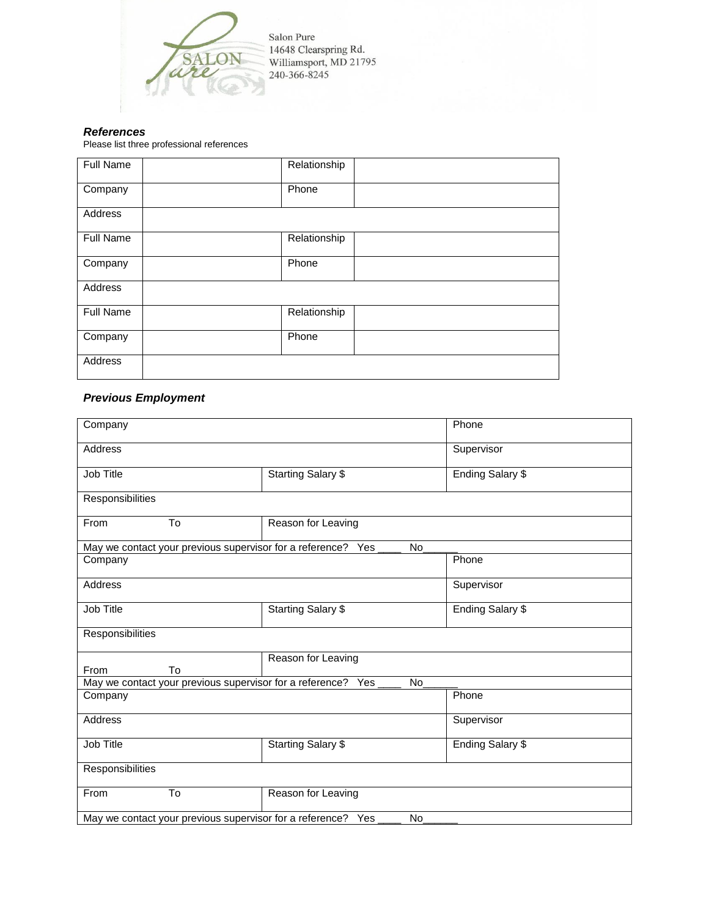Salon Pure
14648 Clearspring Rd.
Williamsport, MD 21795
240-366-8245

***References***

Please list three professional references

| Full Name | | Relationship | |
|---|---|---|---|
| Company | | Phone | |
| Address | | | |
| Full Name | | Relationship | |
| Company | | Phone | |
| Address | | | |
| Full Name | | Relationship | |
| Company | | Phone | |
| Address | | | |

***Previous Employment***

| Company | | Phone |
|---|---|---|
| Address | | Supervisor |
| Job Title | Starting Salary $ | Ending Salary $ |
| Responsibilities | | |
| From To | Reason for Leaving | |
| May we contact your previous supervisor for a reference? Yes ____ No______ | | |
| Company | | Phone |
| Address | | Supervisor |
| Job Title | Starting Salary $ | Ending Salary $ |
| Responsibilities | | |
| From To | Reason for Leaving | |
| May we contact your previous supervisor for a reference? Yes ____ No______ | | |
| Company | | Phone |
| Address | | Supervisor |
| Job Title | Starting Salary $ | Ending Salary $ |
| Responsibilities | | |
| From To | Reason for Leaving | |
| May we contact your previous supervisor for a reference? Yes ____ No______ | | |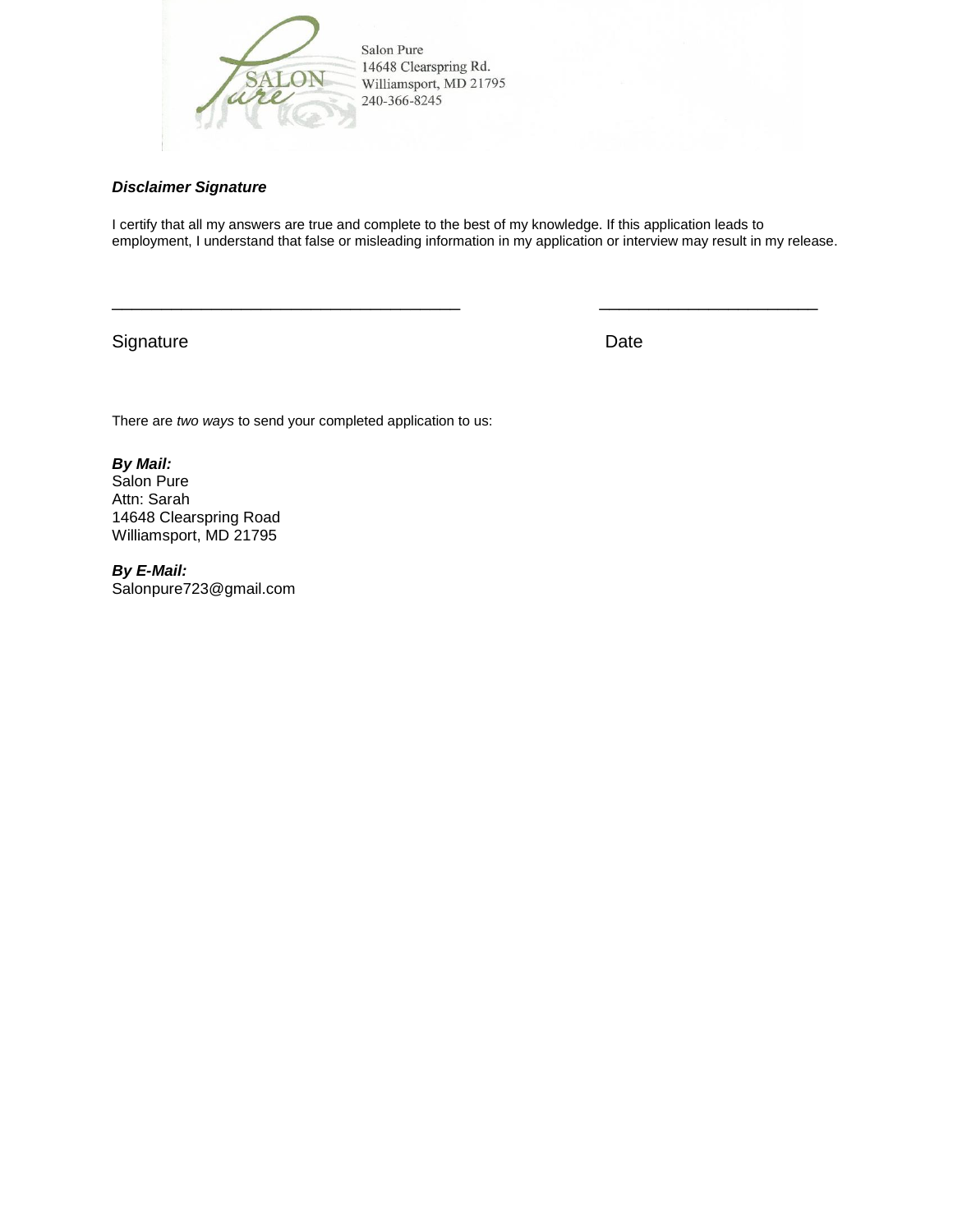Salon Pure
14648 Clearspring Rd.
Williamsport, MD 21795
240-366-8245

***Disclaimer Signature***

I certify that all my answers are true and complete to the best of my knowledge. If this application leads to employment, I understand that false or misleading information in my application or interview may result in my release.

\_\_\_\_\_\_\_\_\_\_\_\_\_\_\_\_\_\_\_\_\_\_\_\_\_\_\_\_\_\_\_\_\_\_\_\_\_\_ \_\_\_\_\_\_\_\_\_\_\_\_\_\_\_\_\_\_\_\_\_\_\_\_

Signature Date

There are *two ways* to send your completed application to us:

***By Mail:***
Salon Pure
Attn: Sarah
14648 Clearspring Road
Williamsport, MD 21795

***By E-Mail:***
Salonpure723@gmail.com